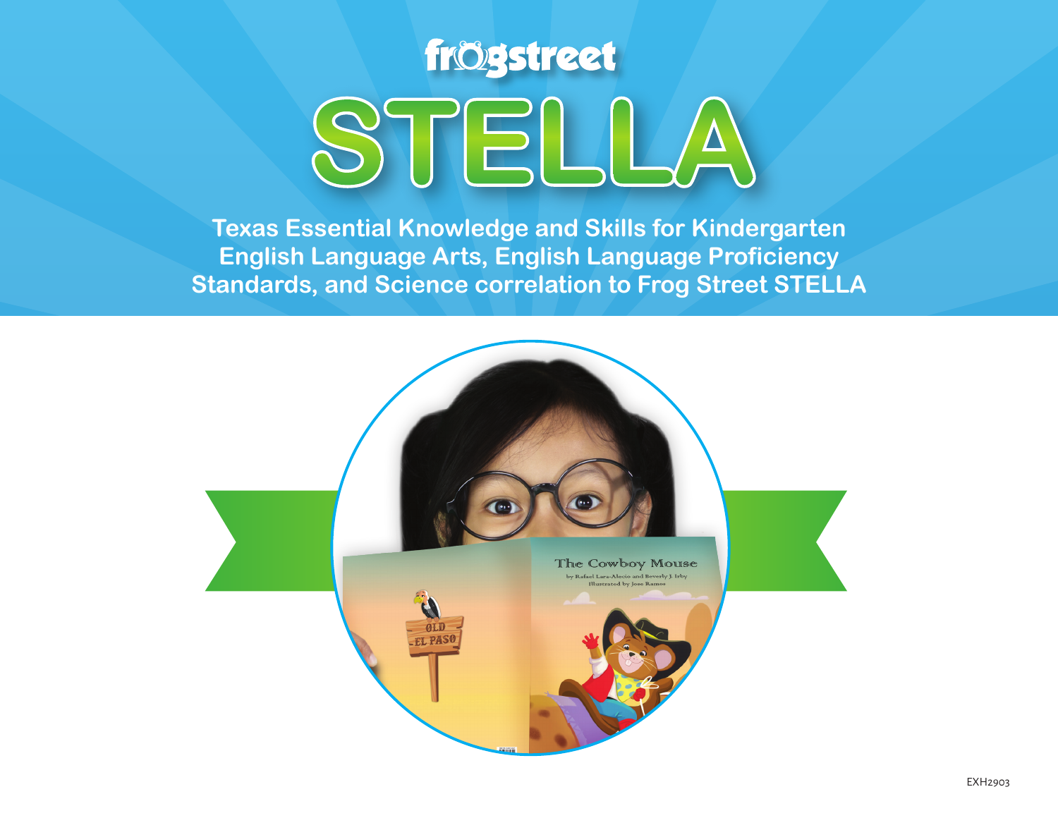frogstreet

# STELLA

**Texas Essential Knowledge and Skills for Kindergarten English Language Arts, English Language Proficiency Standards, and Science correlation to Frog Street STELLA**

EXH2903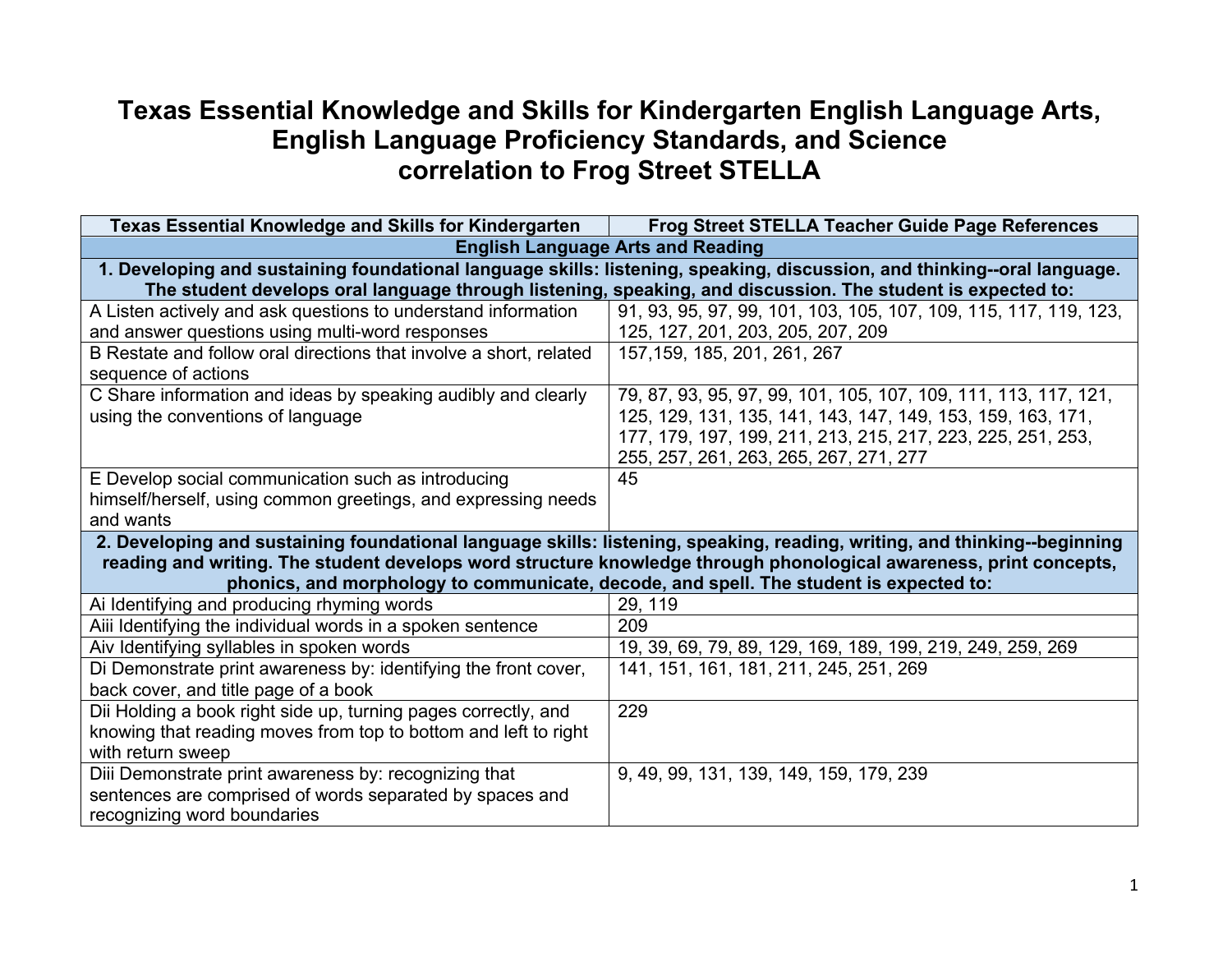# Texas Essential Knowledge and Skills for Kindergarten English Language Arts, English Language Proficiency Standards, and Science correlation to Frog Street STELLA

| Texas Essential Knowledge and Skills for Kindergarten | Frog Street STELLA Teacher Guide Page References |
|---|---|
| **English Language Arts and Reading** | |
| **1. Developing and sustaining foundational language skills: listening, speaking, discussion, and thinking--oral language. The student develops oral language through listening, speaking, and discussion. The student is expected to:** | |
| A Listen actively and ask questions to understand information and answer questions using multi-word responses | 91, 93, 95, 97, 99, 101, 103, 105, 107, 109, 115, 117, 119, 123, 125, 127, 201, 203, 205, 207, 209 |
| B Restate and follow oral directions that involve a short, related sequence of actions | 157,159, 185, 201, 261, 267 |
| C Share information and ideas by speaking audibly and clearly using the conventions of language | 79, 87, 93, 95, 97, 99, 101, 105, 107, 109, 111, 113, 117, 121, 125, 129, 131, 135, 141, 143, 147, 149, 153, 159, 163, 171, 177, 179, 197, 199, 211, 213, 215, 217, 223, 225, 251, 253, 255, 257, 261, 263, 265, 267, 271, 277 |
| E Develop social communication such as introducing himself/herself, using common greetings, and expressing needs and wants | 45 |
| **2. Developing and sustaining foundational language skills: listening, speaking, reading, writing, and thinking--beginning reading and writing. The student develops word structure knowledge through phonological awareness, print concepts, phonics, and morphology to communicate, decode, and spell. The student is expected to:** | |
| Ai Identifying and producing rhyming words | 29, 119 |
| Aiii Identifying the individual words in a spoken sentence | 209 |
| Aiv Identifying syllables in spoken words | 19, 39, 69, 79, 89, 129, 169, 189, 199, 219, 249, 259, 269 |
| Di Demonstrate print awareness by: identifying the front cover, back cover, and title page of a book | 141, 151, 161, 181, 211, 245, 251, 269 |
| Dii Holding a book right side up, turning pages correctly, and knowing that reading moves from top to bottom and left to right with return sweep | 229 |
| Diii Demonstrate print awareness by: recognizing that sentences are comprised of words separated by spaces and recognizing word boundaries | 9, 49, 99, 131, 139, 149, 159, 179, 239 |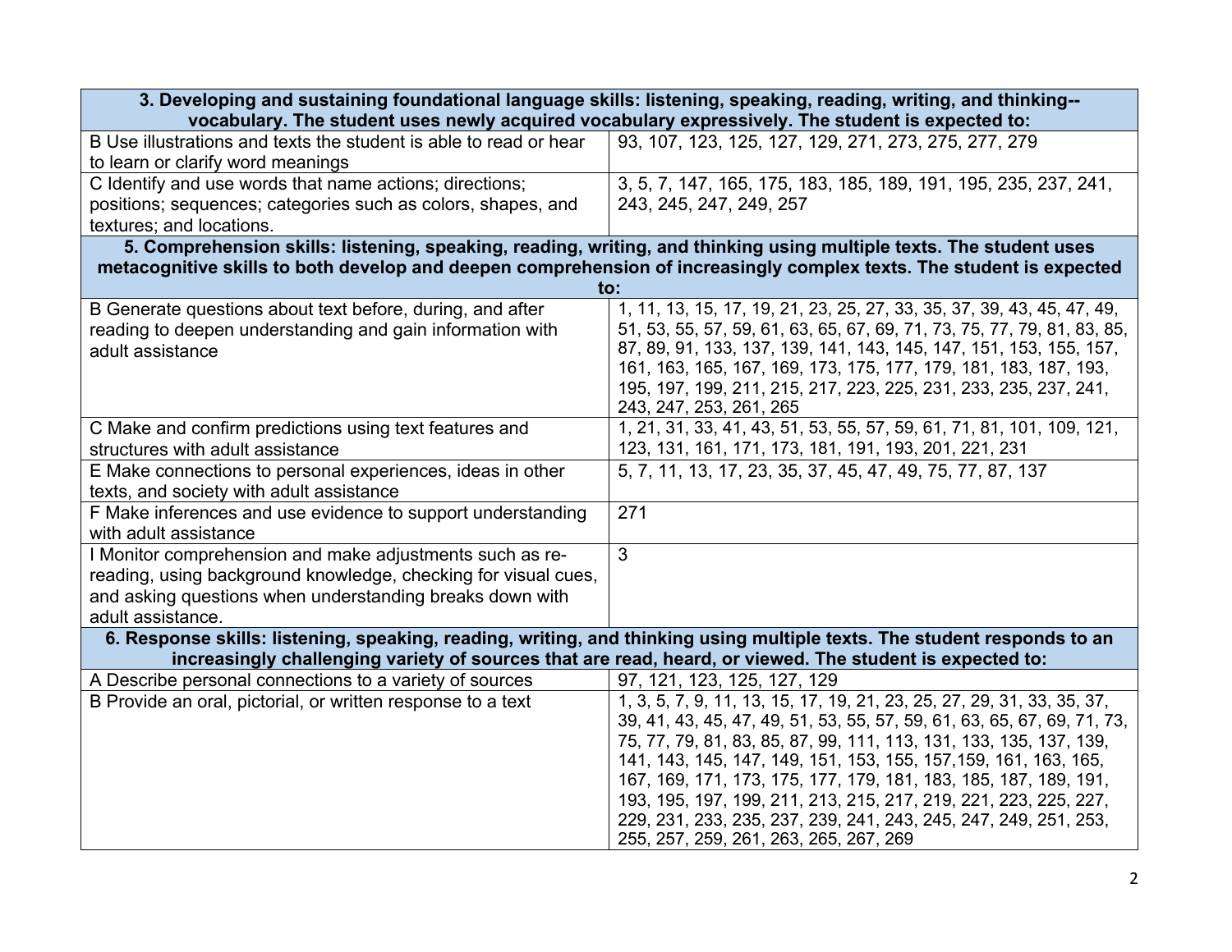| 3. Developing and sustaining foundational language skills: listening, speaking, reading, writing, and thinking--vocabulary. The student uses newly acquired vocabulary expressively. The student is expected to: | |
|---|---|
| B Use illustrations and texts the student is able to read or hear to learn or clarify word meanings | 93, 107, 123, 125, 127, 129, 271, 273, 275, 277, 279 |
| C Identify and use words that name actions; directions; positions; sequences; categories such as colors, shapes, and textures; and locations. | 3, 5, 7, 147, 165, 175, 183, 185, 189, 191, 195, 235, 237, 241, 243, 245, 247, 249, 257 |
| **5. Comprehension skills: listening, speaking, reading, writing, and thinking using multiple texts. The student uses metacognitive skills to both develop and deepen comprehension of increasingly complex texts. The student is expected to:** | |
| B Generate questions about text before, during, and after reading to deepen understanding and gain information with adult assistance | 1, 11, 13, 15, 17, 19, 21, 23, 25, 27, 33, 35, 37, 39, 43, 45, 47, 49, 51, 53, 55, 57, 59, 61, 63, 65, 67, 69, 71, 73, 75, 77, 79, 81, 83, 85, 87, 89, 91, 133, 137, 139, 141, 143, 145, 147, 151, 153, 155, 157, 161, 163, 165, 167, 169, 173, 175, 177, 179, 181, 183, 187, 193, 195, 197, 199, 211, 215, 217, 223, 225, 231, 233, 235, 237, 241, 243, 247, 253, 261, 265 |
| C Make and confirm predictions using text features and structures with adult assistance | 1, 21, 31, 33, 41, 43, 51, 53, 55, 57, 59, 61, 71, 81, 101, 109, 121, 123, 131, 161, 171, 173, 181, 191, 193, 201, 221, 231 |
| E Make connections to personal experiences, ideas in other texts, and society with adult assistance | 5, 7, 11, 13, 17, 23, 35, 37, 45, 47, 49, 75, 77, 87, 137 |
| F Make inferences and use evidence to support understanding with adult assistance | 271 |
| I Monitor comprehension and make adjustments such as re-reading, using background knowledge, checking for visual cues, and asking questions when understanding breaks down with adult assistance. | 3 |
| **6. Response skills: listening, speaking, reading, writing, and thinking using multiple texts. The student responds to an increasingly challenging variety of sources that are read, heard, or viewed. The student is expected to:** | |
| A Describe personal connections to a variety of sources | 97, 121, 123, 125, 127, 129 |
| B Provide an oral, pictorial, or written response to a text | 1, 3, 5, 7, 9, 11, 13, 15, 17, 19, 21, 23, 25, 27, 29, 31, 33, 35, 37, 39, 41, 43, 45, 47, 49, 51, 53, 55, 57, 59, 61, 63, 65, 67, 69, 71, 73, 75, 77, 79, 81, 83, 85, 87, 99, 111, 113, 131, 133, 135, 137, 139, 141, 143, 145, 147, 149, 151, 153, 155, 157,159, 161, 163, 165, 167, 169, 171, 173, 175, 177, 179, 181, 183, 185, 187, 189, 191, 193, 195, 197, 199, 211, 213, 215, 217, 219, 221, 223, 225, 227, 229, 231, 233, 235, 237, 239, 241, 243, 245, 247, 249, 251, 253, 255, 257, 259, 261, 263, 265, 267, 269 |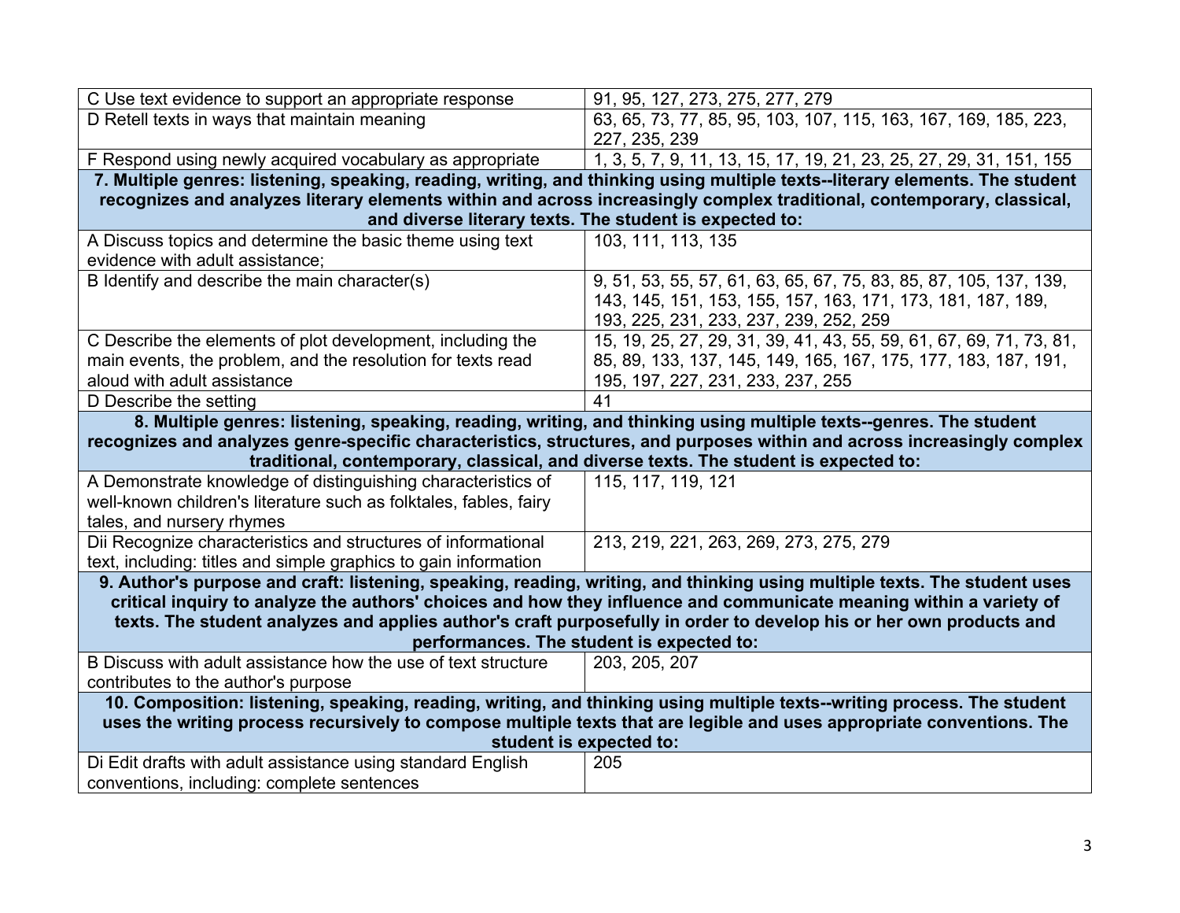| | |
|---|---|
| C Use text evidence to support an appropriate response | 91, 95, 127, 273, 275, 277, 279 |
| D Retell texts in ways that maintain meaning | 63, 65, 73, 77, 85, 95, 103, 107, 115, 163, 167, 169, 185, 223, 227, 235, 239 |
| F Respond using newly acquired vocabulary as appropriate | 1, 3, 5, 7, 9, 11, 13, 15, 17, 19, 21, 23, 25, 27, 29, 31, 151, 155 |
| **7. Multiple genres: listening, speaking, reading, writing, and thinking using multiple texts--literary elements. The student recognizes and analyzes literary elements within and across increasingly complex traditional, contemporary, classical, and diverse literary texts. The student is expected to:** | |
| A Discuss topics and determine the basic theme using text evidence with adult assistance; | 103, 111, 113, 135 |
| B Identify and describe the main character(s) | 9, 51, 53, 55, 57, 61, 63, 65, 67, 75, 83, 85, 87, 105, 137, 139, 143, 145, 151, 153, 155, 157, 163, 171, 173, 181, 187, 189, 193, 225, 231, 233, 237, 239, 252, 259 |
| C Describe the elements of plot development, including the main events, the problem, and the resolution for texts read aloud with adult assistance | 15, 19, 25, 27, 29, 31, 39, 41, 43, 55, 59, 61, 67, 69, 71, 73, 81, 85, 89, 133, 137, 145, 149, 165, 167, 175, 177, 183, 187, 191, 195, 197, 227, 231, 233, 237, 255 |
| D Describe the setting | 41 |
| **8. Multiple genres: listening, speaking, reading, writing, and thinking using multiple texts--genres. The student recognizes and analyzes genre-specific characteristics, structures, and purposes within and across increasingly complex traditional, contemporary, classical, and diverse texts. The student is expected to:** | |
| A Demonstrate knowledge of distinguishing characteristics of well-known children's literature such as folktales, fables, fairy tales, and nursery rhymes | 115, 117, 119, 121 |
| Dii Recognize characteristics and structures of informational text, including: titles and simple graphics to gain information | 213, 219, 221, 263, 269, 273, 275, 279 |
| **9. Author's purpose and craft: listening, speaking, reading, writing, and thinking using multiple texts. The student uses critical inquiry to analyze the authors' choices and how they influence and communicate meaning within a variety of texts. The student analyzes and applies author's craft purposefully in order to develop his or her own products and performances. The student is expected to:** | |
| B Discuss with adult assistance how the use of text structure contributes to the author's purpose | 203, 205, 207 |
| **10. Composition: listening, speaking, reading, writing, and thinking using multiple texts--writing process. The student uses the writing process recursively to compose multiple texts that are legible and uses appropriate conventions. The student is expected to:** | |
| Di Edit drafts with adult assistance using standard English conventions, including: complete sentences | 205 |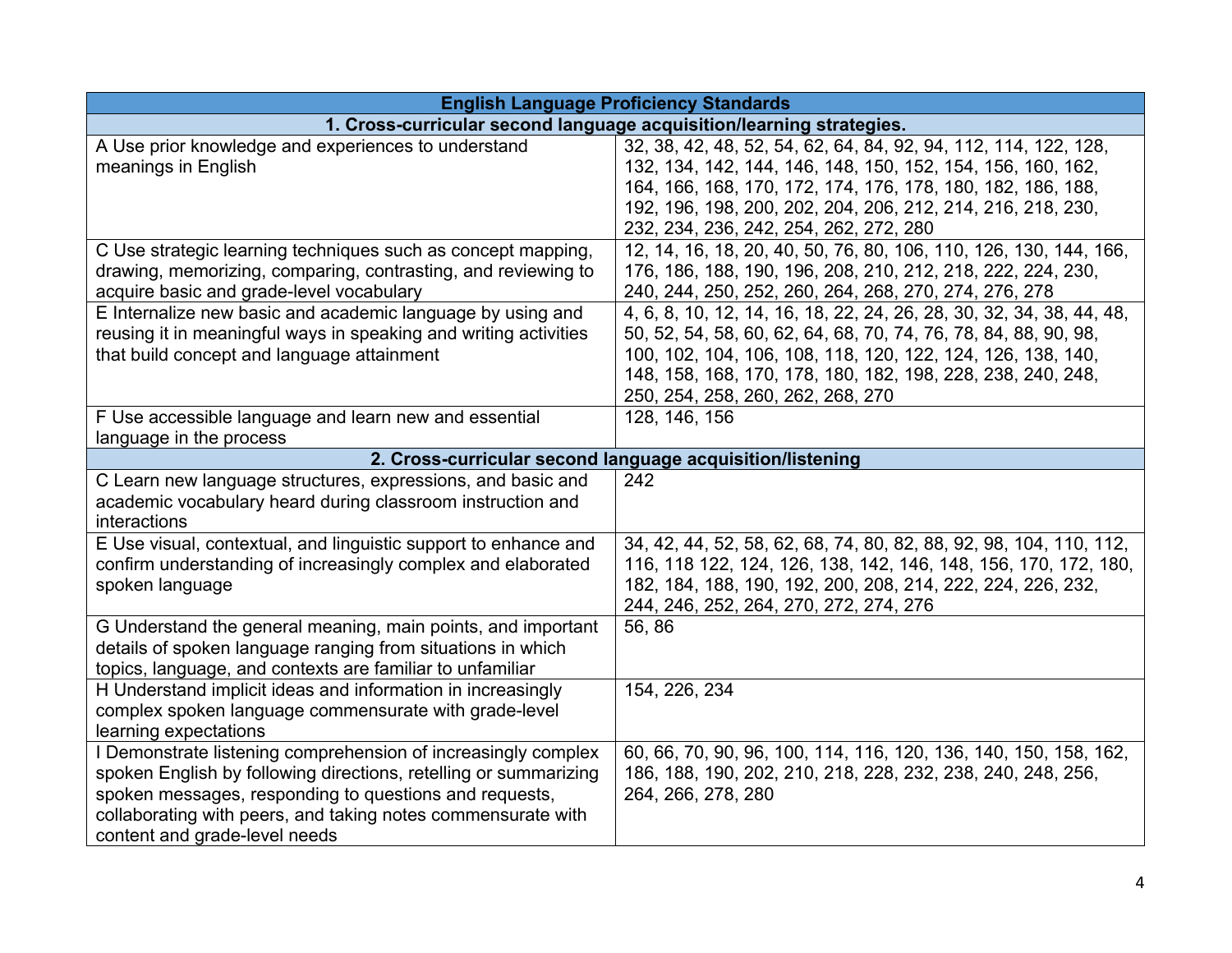| English Language Proficiency Standards | |
|---|---|
| **1. Cross-curricular second language acquisition/learning strategies.** | |
| A Use prior knowledge and experiences to understand meanings in English | 32, 38, 42, 48, 52, 54, 62, 64, 84, 92, 94, 112, 114, 122, 128, 132, 134, 142, 144, 146, 148, 150, 152, 154, 156, 160, 162, 164, 166, 168, 170, 172, 174, 176, 178, 180, 182, 186, 188, 192, 196, 198, 200, 202, 204, 206, 212, 214, 216, 218, 230, 232, 234, 236, 242, 254, 262, 272, 280 |
| C Use strategic learning techniques such as concept mapping, drawing, memorizing, comparing, contrasting, and reviewing to acquire basic and grade-level vocabulary | 12, 14, 16, 18, 20, 40, 50, 76, 80, 106, 110, 126, 130, 144, 166, 176, 186, 188, 190, 196, 208, 210, 212, 218, 222, 224, 230, 240, 244, 250, 252, 260, 264, 268, 270, 274, 276, 278 |
| E Internalize new basic and academic language by using and reusing it in meaningful ways in speaking and writing activities that build concept and language attainment | 4, 6, 8, 10, 12, 14, 16, 18, 22, 24, 26, 28, 30, 32, 34, 38, 44, 48, 50, 52, 54, 58, 60, 62, 64, 68, 70, 74, 76, 78, 84, 88, 90, 98, 100, 102, 104, 106, 108, 118, 120, 122, 124, 126, 138, 140, 148, 158, 168, 170, 178, 180, 182, 198, 228, 238, 240, 248, 250, 254, 258, 260, 262, 268, 270 |
| F Use accessible language and learn new and essential language in the process | 128, 146, 156 |
| **2. Cross-curricular second language acquisition/listening** | |
| C Learn new language structures, expressions, and basic and academic vocabulary heard during classroom instruction and interactions | 242 |
| E Use visual, contextual, and linguistic support to enhance and confirm understanding of increasingly complex and elaborated spoken language | 34, 42, 44, 52, 58, 62, 68, 74, 80, 82, 88, 92, 98, 104, 110, 112, 116, 118 122, 124, 126, 138, 142, 146, 148, 156, 170, 172, 180, 182, 184, 188, 190, 192, 200, 208, 214, 222, 224, 226, 232, 244, 246, 252, 264, 270, 272, 274, 276 |
| G Understand the general meaning, main points, and important details of spoken language ranging from situations in which topics, language, and contexts are familiar to unfamiliar | 56, 86 |
| H Understand implicit ideas and information in increasingly complex spoken language commensurate with grade-level learning expectations | 154, 226, 234 |
| I Demonstrate listening comprehension of increasingly complex spoken English by following directions, retelling or summarizing spoken messages, responding to questions and requests, collaborating with peers, and taking notes commensurate with content and grade-level needs | 60, 66, 70, 90, 96, 100, 114, 116, 120, 136, 140, 150, 158, 162, 186, 188, 190, 202, 210, 218, 228, 232, 238, 240, 248, 256, 264, 266, 278, 280 |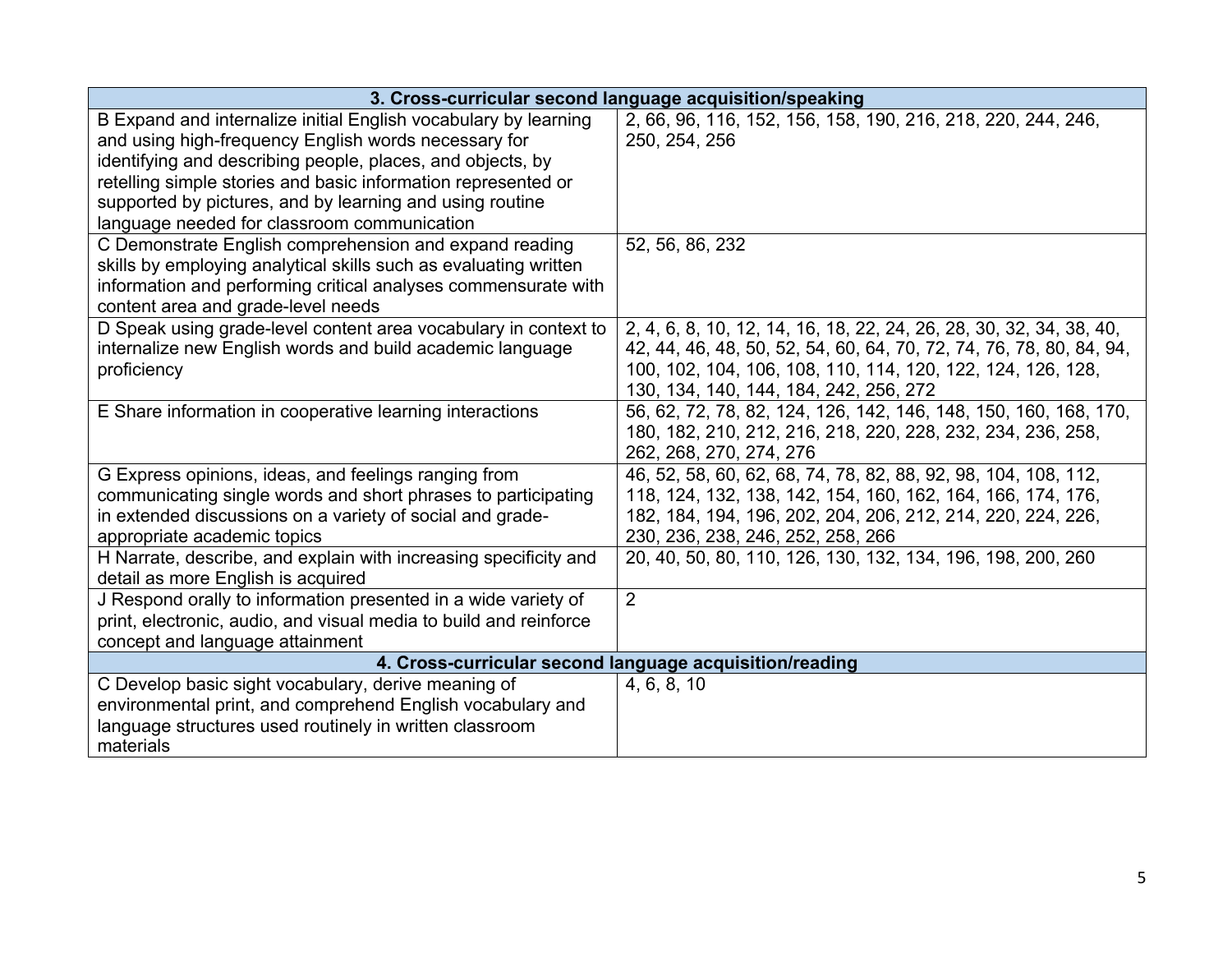| 3. Cross-curricular second language acquisition/speaking | |
|---|---|
| B Expand and internalize initial English vocabulary by learning and using high-frequency English words necessary for identifying and describing people, places, and objects, by retelling simple stories and basic information represented or supported by pictures, and by learning and using routine language needed for classroom communication | 2, 66, 96, 116, 152, 156, 158, 190, 216, 218, 220, 244, 246, 250, 254, 256 |
| C Demonstrate English comprehension and expand reading skills by employing analytical skills such as evaluating written information and performing critical analyses commensurate with content area and grade-level needs | 52, 56, 86, 232 |
| D Speak using grade-level content area vocabulary in context to internalize new English words and build academic language proficiency | 2, 4, 6, 8, 10, 12, 14, 16, 18, 22, 24, 26, 28, 30, 32, 34, 38, 40, 42, 44, 46, 48, 50, 52, 54, 60, 64, 70, 72, 74, 76, 78, 80, 84, 94, 100, 102, 104, 106, 108, 110, 114, 120, 122, 124, 126, 128, 130, 134, 140, 144, 184, 242, 256, 272 |
| E Share information in cooperative learning interactions | 56, 62, 72, 78, 82, 124, 126, 142, 146, 148, 150, 160, 168, 170, 180, 182, 210, 212, 216, 218, 220, 228, 232, 234, 236, 258, 262, 268, 270, 274, 276 |
| G Express opinions, ideas, and feelings ranging from communicating single words and short phrases to participating in extended discussions on a variety of social and grade-appropriate academic topics | 46, 52, 58, 60, 62, 68, 74, 78, 82, 88, 92, 98, 104, 108, 112, 118, 124, 132, 138, 142, 154, 160, 162, 164, 166, 174, 176, 182, 184, 194, 196, 202, 204, 206, 212, 214, 220, 224, 226, 230, 236, 238, 246, 252, 258, 266 |
| H Narrate, describe, and explain with increasing specificity and detail as more English is acquired | 20, 40, 50, 80, 110, 126, 130, 132, 134, 196, 198, 200, 260 |
| J Respond orally to information presented in a wide variety of print, electronic, audio, and visual media to build and reinforce concept and language attainment | 2 |
| **4. Cross-curricular second language acquisition/reading** | |
| C Develop basic sight vocabulary, derive meaning of environmental print, and comprehend English vocabulary and language structures used routinely in written classroom materials | 4, 6, 8, 10 |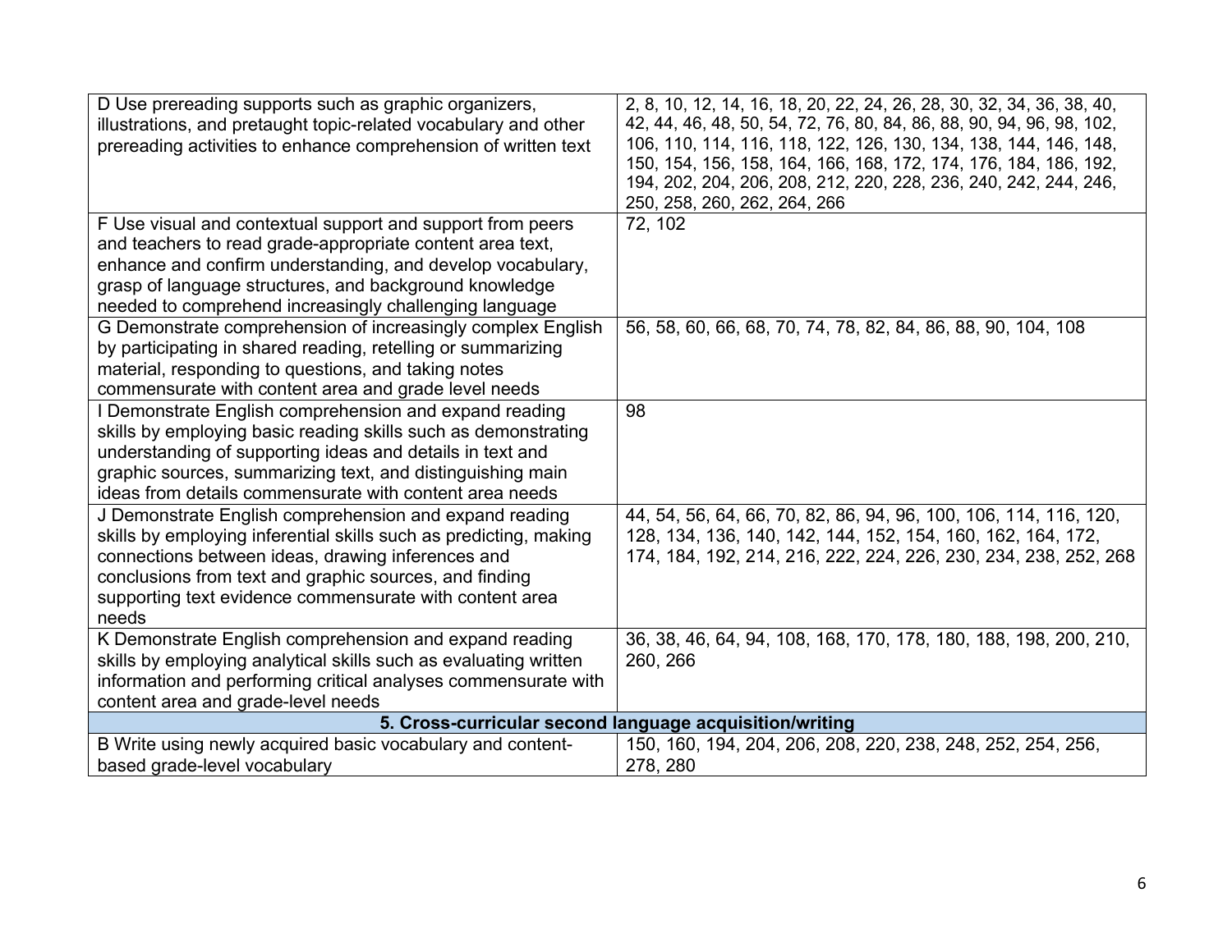| | |
|---|---|
| D Use prereading supports such as graphic organizers, illustrations, and pretaught topic-related vocabulary and other prereading activities to enhance comprehension of written text | 2, 8, 10, 12, 14, 16, 18, 20, 22, 24, 26, 28, 30, 32, 34, 36, 38, 40, 42, 44, 46, 48, 50, 54, 72, 76, 80, 84, 86, 88, 90, 94, 96, 98, 102, 106, 110, 114, 116, 118, 122, 126, 130, 134, 138, 144, 146, 148, 150, 154, 156, 158, 164, 166, 168, 172, 174, 176, 184, 186, 192, 194, 202, 204, 206, 208, 212, 220, 228, 236, 240, 242, 244, 246, 250, 258, 260, 262, 264, 266 |
| F Use visual and contextual support and support from peers and teachers to read grade-appropriate content area text, enhance and confirm understanding, and develop vocabulary, grasp of language structures, and background knowledge needed to comprehend increasingly challenging language | 72, 102 |
| G Demonstrate comprehension of increasingly complex English by participating in shared reading, retelling or summarizing material, responding to questions, and taking notes commensurate with content area and grade level needs | 56, 58, 60, 66, 68, 70, 74, 78, 82, 84, 86, 88, 90, 104, 108 |
| I Demonstrate English comprehension and expand reading skills by employing basic reading skills such as demonstrating understanding of supporting ideas and details in text and graphic sources, summarizing text, and distinguishing main ideas from details commensurate with content area needs | 98 |
| J Demonstrate English comprehension and expand reading skills by employing inferential skills such as predicting, making connections between ideas, drawing inferences and conclusions from text and graphic sources, and finding supporting text evidence commensurate with content area needs | 44, 54, 56, 64, 66, 70, 82, 86, 94, 96, 100, 106, 114, 116, 120, 128, 134, 136, 140, 142, 144, 152, 154, 160, 162, 164, 172, 174, 184, 192, 214, 216, 222, 224, 226, 230, 234, 238, 252, 268 |
| K Demonstrate English comprehension and expand reading skills by employing analytical skills such as evaluating written information and performing critical analyses commensurate with content area and grade-level needs | 36, 38, 46, 64, 94, 108, 168, 170, 178, 180, 188, 198, 200, 210, 260, 266 |
| **5. Cross-curricular second language acquisition/writing** | |
| B Write using newly acquired basic vocabulary and content-based grade-level vocabulary | 150, 160, 194, 204, 206, 208, 220, 238, 248, 252, 254, 256, 278, 280 |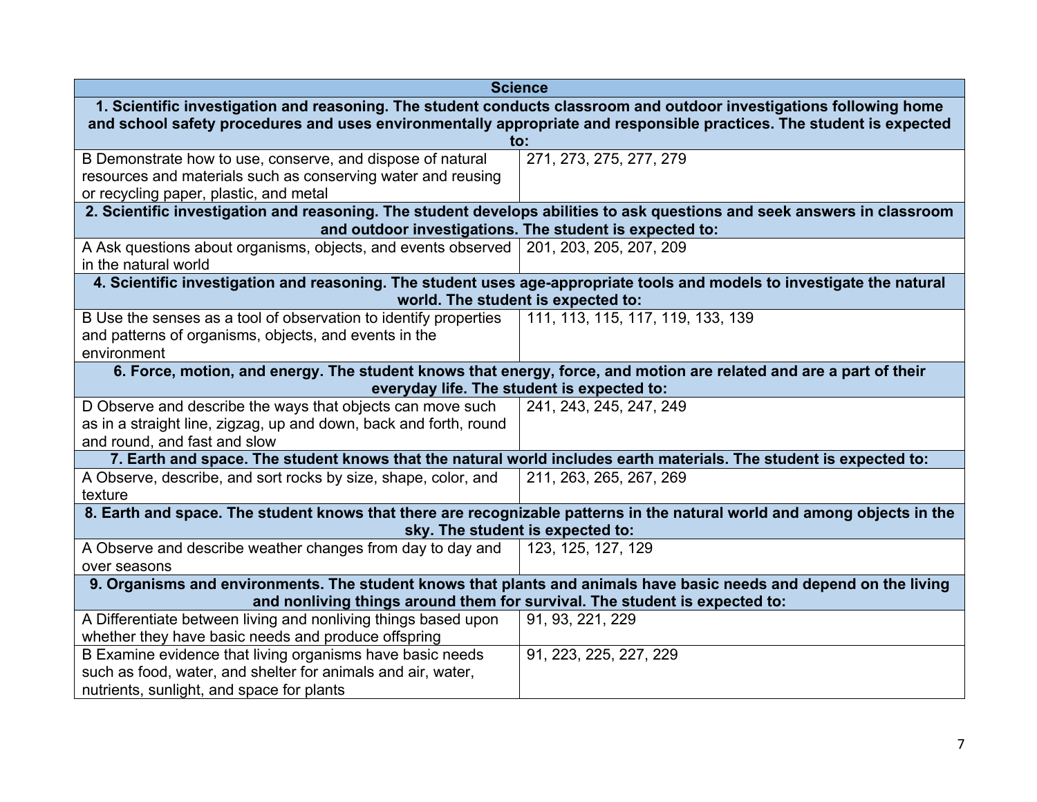| Science | |
|---|---|
| **1. Scientific investigation and reasoning. The student conducts classroom and outdoor investigations following home and school safety procedures and uses environmentally appropriate and responsible practices. The student is expected to:** | |
| B Demonstrate how to use, conserve, and dispose of natural resources and materials such as conserving water and reusing or recycling paper, plastic, and metal | 271, 273, 275, 277, 279 |
| **2. Scientific investigation and reasoning. The student develops abilities to ask questions and seek answers in classroom and outdoor investigations. The student is expected to:** | |
| A Ask questions about organisms, objects, and events observed in the natural world | 201, 203, 205, 207, 209 |
| **4. Scientific investigation and reasoning. The student uses age-appropriate tools and models to investigate the natural world. The student is expected to:** | |
| B Use the senses as a tool of observation to identify properties and patterns of organisms, objects, and events in the environment | 111, 113, 115, 117, 119, 133, 139 |
| **6. Force, motion, and energy. The student knows that energy, force, and motion are related and are a part of their everyday life. The student is expected to:** | |
| D Observe and describe the ways that objects can move such as in a straight line, zigzag, up and down, back and forth, round and round, and fast and slow | 241, 243, 245, 247, 249 |
| **7. Earth and space. The student knows that the natural world includes earth materials. The student is expected to:** | |
| A Observe, describe, and sort rocks by size, shape, color, and texture | 211, 263, 265, 267, 269 |
| **8. Earth and space. The student knows that there are recognizable patterns in the natural world and among objects in the sky. The student is expected to:** | |
| A Observe and describe weather changes from day to day and over seasons | 123, 125, 127, 129 |
| **9. Organisms and environments. The student knows that plants and animals have basic needs and depend on the living and nonliving things around them for survival. The student is expected to:** | |
| A Differentiate between living and nonliving things based upon whether they have basic needs and produce offspring | 91, 93, 221, 229 |
| B Examine evidence that living organisms have basic needs such as food, water, and shelter for animals and air, water, nutrients, sunlight, and space for plants | 91, 223, 225, 227, 229 |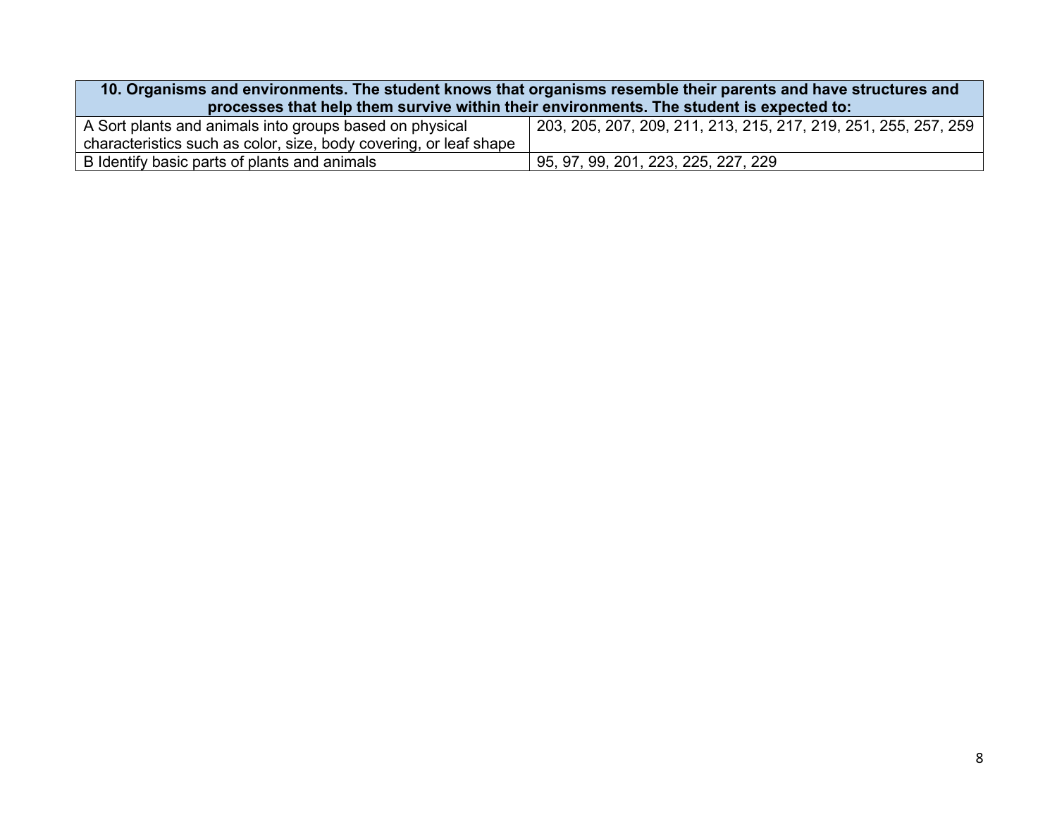| 10. Organisms and environments. The student knows that organisms resemble their parents and have structures and processes that help them survive within their environments. The student is expected to: | |
|---|---|
| A Sort plants and animals into groups based on physical characteristics such as color, size, body covering, or leaf shape | 203, 205, 207, 209, 211, 213, 215, 217, 219, 251, 255, 257, 259 |
| B Identify basic parts of plants and animals | 95, 97, 99, 201, 223, 225, 227, 229 |